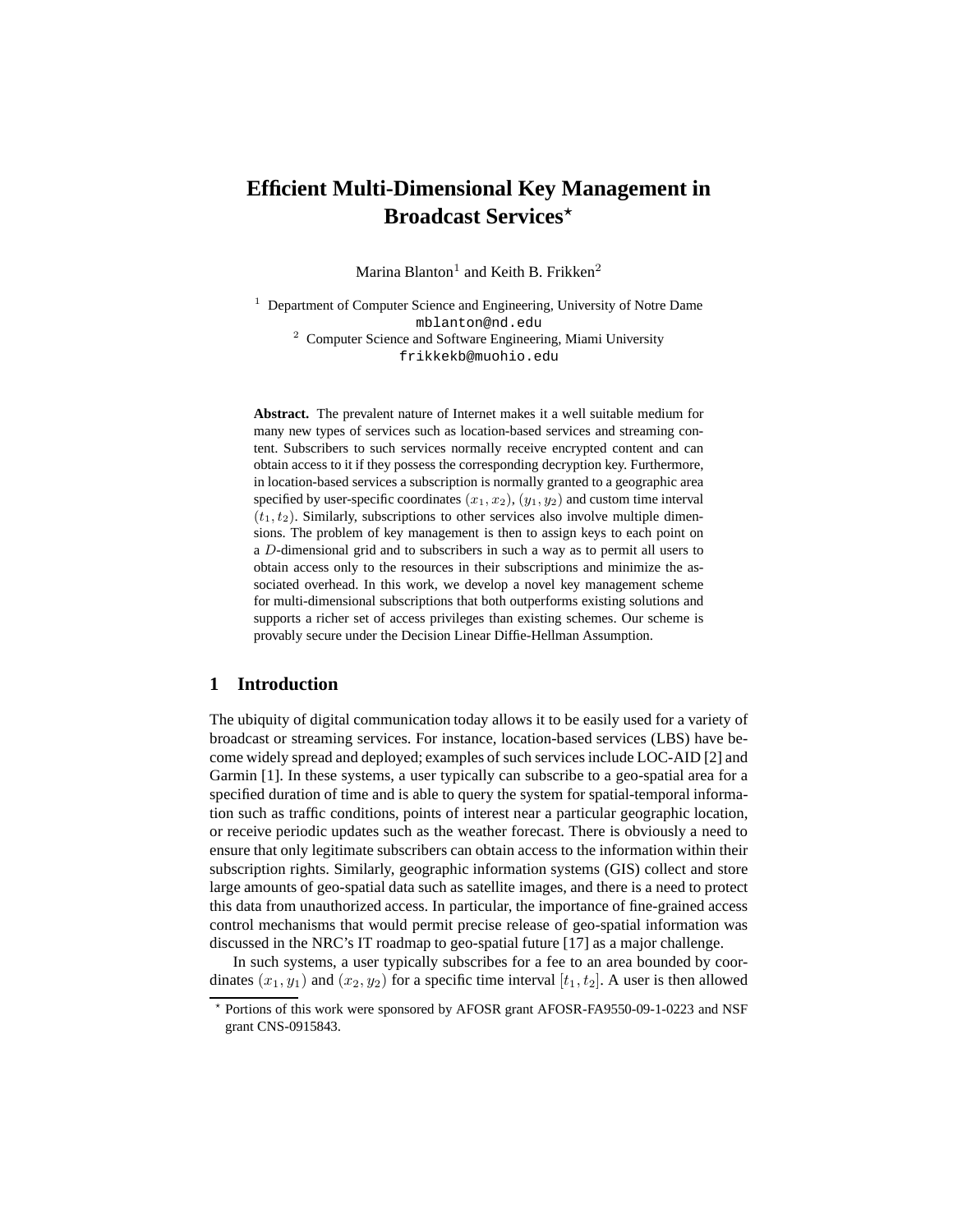# Efficient Multi-Dimensional Key Management in Broadcast Services*

Marina Blanton[1] and Keith B. Frikken[2]

[1] Department of Computer Science and Engineering, University of Notre Dame
mblanton@nd.edu

[2] Computer Science and Software Engineering, Miami University
frikkekb@muohio.edu

**Abstract.** The prevalent nature of Internet makes it a well suitable medium for many new types of services such as location-based services and streaming content. Subscribers to such services normally receive encrypted content and can obtain access to it if they possess the corresponding decryption key. Furthermore, in location-based services a subscription is normally granted to a geographic area specified by user-specific coordinates $(x_1, x_2)$, $(y_1, y_2)$ and custom time interval $(t_1, t_2)$. Similarly, subscriptions to other services also involve multiple dimensions. The problem of key management is then to assign keys to each point on a $D$-dimensional grid and to subscribers in such a way as to permit all users to obtain access only to the resources in their subscriptions and minimize the associated overhead. In this work, we develop a novel key management scheme for multi-dimensional subscriptions that both outperforms existing solutions and supports a richer set of access privileges than existing schemes. Our scheme is provably secure under the Decision Linear Diffie-Hellman Assumption.

## 1 Introduction

The ubiquity of digital communication today allows it to be easily used for a variety of broadcast or streaming services. For instance, location-based services (LBS) have become widely spread and deployed; examples of such services include LOC-AID [2] and Garmin [1]. In these systems, a user typically can subscribe to a geo-spatial area for a specified duration of time and is able to query the system for spatial-temporal information such as traffic conditions, points of interest near a particular geographic location, or receive periodic updates such as the weather forecast. There is obviously a need to ensure that only legitimate subscribers can obtain access to the information within their subscription rights. Similarly, geographic information systems (GIS) collect and store large amounts of geo-spatial data such as satellite images, and there is a need to protect this data from unauthorized access. In particular, the importance of fine-grained access control mechanisms that would permit precise release of geo-spatial information was discussed in the NRC's IT roadmap to geo-spatial future [17] as a major challenge.

In such systems, a user typically subscribes for a fee to an area bounded by coordinates $(x_1, y_1)$ and $(x_2, y_2)$ for a specific time interval $[t_1, t_2]$. A user is then allowed

* Portions of this work were sponsored by AFOSR grant AFOSR-FA9550-09-1-0223 and NSF grant CNS-0915843.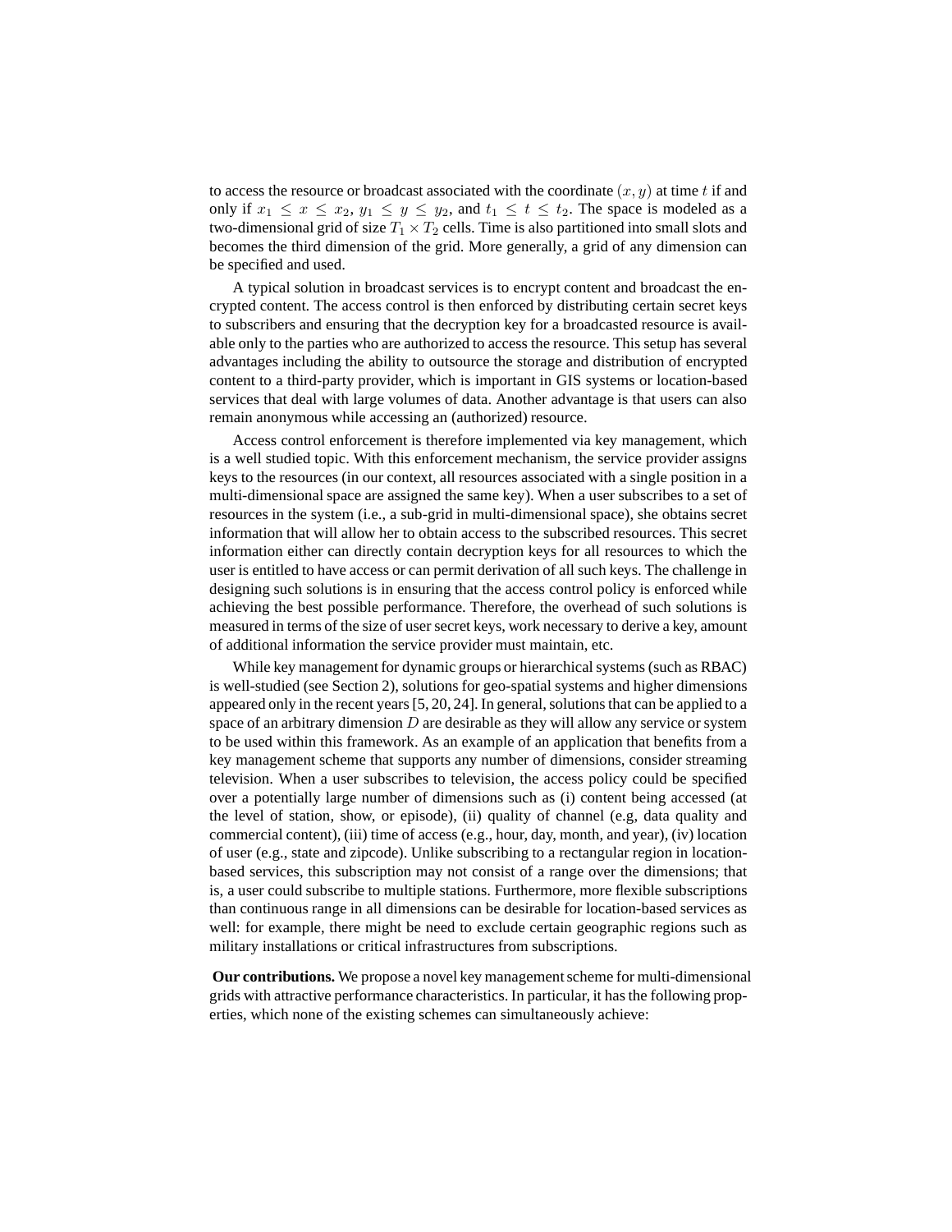to access the resource or broadcast associated with the coordinate $(x, y)$ at time $t$ if and only if $x_1 \leq x \leq x_2$, $y_1 \leq y \leq y_2$, and $t_1 \leq t \leq t_2$. The space is modeled as a two-dimensional grid of size $T_1 \times T_2$ cells. Time is also partitioned into small slots and becomes the third dimension of the grid. More generally, a grid of any dimension can be specified and used.

A typical solution in broadcast services is to encrypt content and broadcast the encrypted content. The access control is then enforced by distributing certain secret keys to subscribers and ensuring that the decryption key for a broadcasted resource is available only to the parties who are authorized to access the resource. This setup has several advantages including the ability to outsource the storage and distribution of encrypted content to a third-party provider, which is important in GIS systems or location-based services that deal with large volumes of data. Another advantage is that users can also remain anonymous while accessing an (authorized) resource.

Access control enforcement is therefore implemented via key management, which is a well studied topic. With this enforcement mechanism, the service provider assigns keys to the resources (in our context, all resources associated with a single position in a multi-dimensional space are assigned the same key). When a user subscribes to a set of resources in the system (i.e., a sub-grid in multi-dimensional space), she obtains secret information that will allow her to obtain access to the subscribed resources. This secret information either can directly contain decryption keys for all resources to which the user is entitled to have access or can permit derivation of all such keys. The challenge in designing such solutions is in ensuring that the access control policy is enforced while achieving the best possible performance. Therefore, the overhead of such solutions is measured in terms of the size of user secret keys, work necessary to derive a key, amount of additional information the service provider must maintain, etc.

While key management for dynamic groups or hierarchical systems (such as RBAC) is well-studied (see Section 2), solutions for geo-spatial systems and higher dimensions appeared only in the recent years [5, 20, 24]. In general, solutions that can be applied to a space of an arbitrary dimension $D$ are desirable as they will allow any service or system to be used within this framework. As an example of an application that benefits from a key management scheme that supports any number of dimensions, consider streaming television. When a user subscribes to television, the access policy could be specified over a potentially large number of dimensions such as (i) content being accessed (at the level of station, show, or episode), (ii) quality of channel (e.g, data quality and commercial content), (iii) time of access (e.g., hour, day, month, and year), (iv) location of user (e.g., state and zipcode). Unlike subscribing to a rectangular region in location-based services, this subscription may not consist of a range over the dimensions; that is, a user could subscribe to multiple stations. Furthermore, more flexible subscriptions than continuous range in all dimensions can be desirable for location-based services as well: for example, there might be need to exclude certain geographic regions such as military installations or critical infrastructures from subscriptions.

**Our contributions.** We propose a novel key management scheme for multi-dimensional grids with attractive performance characteristics. In particular, it has the following properties, which none of the existing schemes can simultaneously achieve: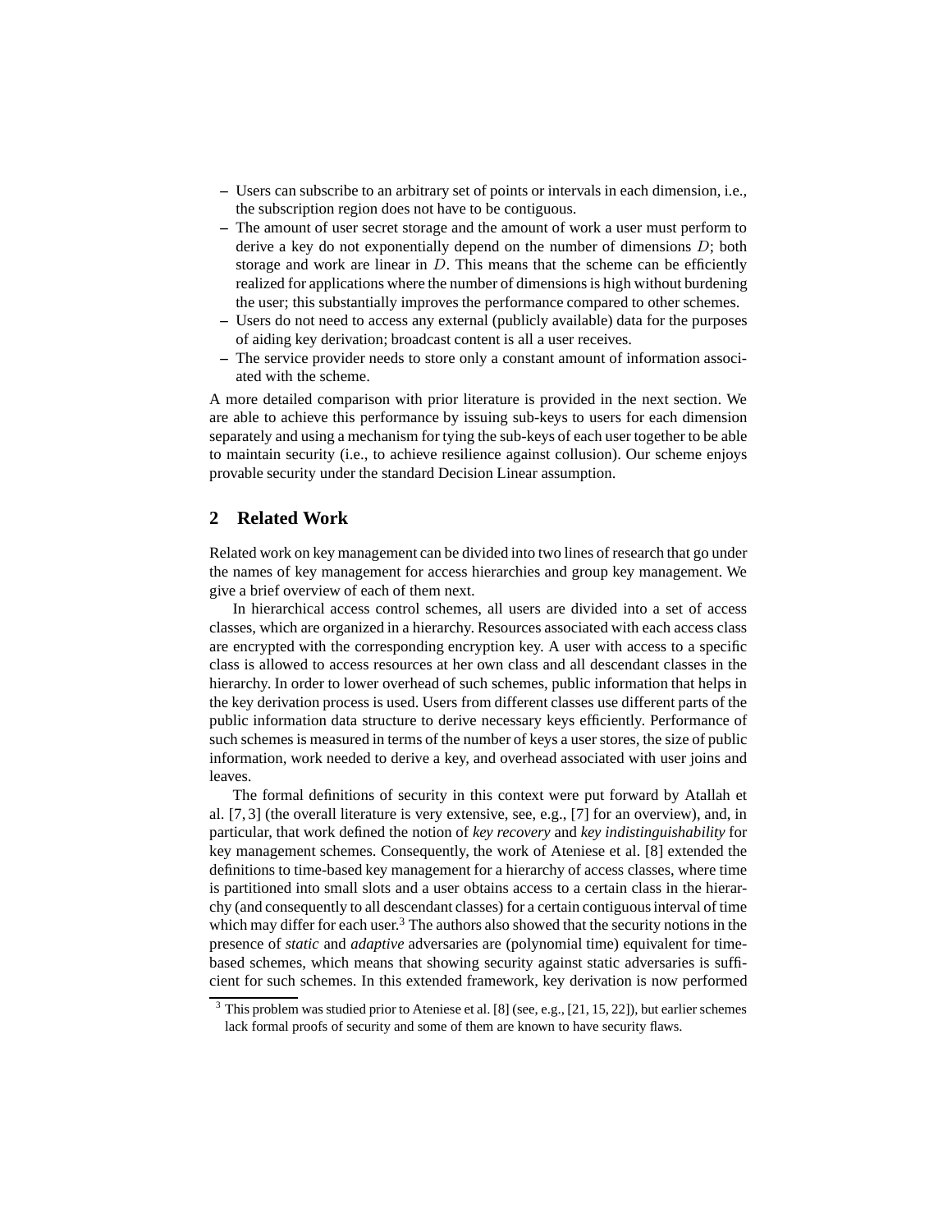- Users can subscribe to an arbitrary set of points or intervals in each dimension, i.e., the subscription region does not have to be contiguous.
- The amount of user secret storage and the amount of work a user must perform to derive a key do not exponentially depend on the number of dimensions $D$; both storage and work are linear in $D$. This means that the scheme can be efficiently realized for applications where the number of dimensions is high without burdening the user; this substantially improves the performance compared to other schemes.
- Users do not need to access any external (publicly available) data for the purposes of aiding key derivation; broadcast content is all a user receives.
- The service provider needs to store only a constant amount of information associated with the scheme.

A more detailed comparison with prior literature is provided in the next section. We are able to achieve this performance by issuing sub-keys to users for each dimension separately and using a mechanism for tying the sub-keys of each user together to be able to maintain security (i.e., to achieve resilience against collusion). Our scheme enjoys provable security under the standard Decision Linear assumption.

## 2 Related Work

Related work on key management can be divided into two lines of research that go under the names of key management for access hierarchies and group key management. We give a brief overview of each of them next.

In hierarchical access control schemes, all users are divided into a set of access classes, which are organized in a hierarchy. Resources associated with each access class are encrypted with the corresponding encryption key. A user with access to a specific class is allowed to access resources at her own class and all descendant classes in the hierarchy. In order to lower overhead of such schemes, public information that helps in the key derivation process is used. Users from different classes use different parts of the public information data structure to derive necessary keys efficiently. Performance of such schemes is measured in terms of the number of keys a user stores, the size of public information, work needed to derive a key, and overhead associated with user joins and leaves.

The formal definitions of security in this context were put forward by Atallah et al. [7, 3] (the overall literature is very extensive, see, e.g., [7] for an overview), and, in particular, that work defined the notion of *key recovery* and *key indistinguishability* for key management schemes. Consequently, the work of Ateniese et al. [8] extended the definitions to time-based key management for a hierarchy of access classes, where time is partitioned into small slots and a user obtains access to a certain class in the hierarchy (and consequently to all descendant classes) for a certain contiguous interval of time which may differ for each user.[3] The authors also showed that the security notions in the presence of *static* and *adaptive* adversaries are (polynomial time) equivalent for time-based schemes, which means that showing security against static adversaries is sufficient for such schemes. In this extended framework, key derivation is now performed

[3] This problem was studied prior to Ateniese et al. [8] (see, e.g., [21, 15, 22]), but earlier schemes lack formal proofs of security and some of them are known to have security flaws.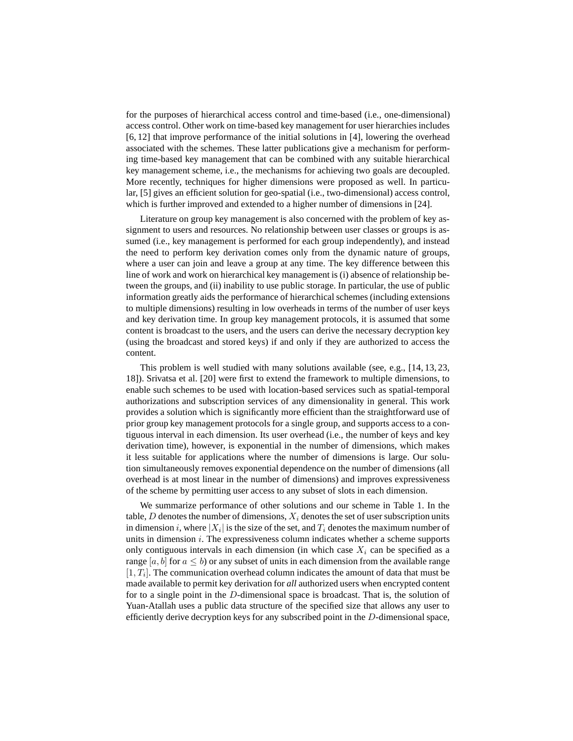for the purposes of hierarchical access control and time-based (i.e., one-dimensional) access control. Other work on time-based key management for user hierarchies includes [6, 12] that improve performance of the initial solutions in [4], lowering the overhead associated with the schemes. These latter publications give a mechanism for performing time-based key management that can be combined with any suitable hierarchical key management scheme, i.e., the mechanisms for achieving two goals are decoupled. More recently, techniques for higher dimensions were proposed as well. In particular, [5] gives an efficient solution for geo-spatial (i.e., two-dimensional) access control, which is further improved and extended to a higher number of dimensions in [24].

Literature on group key management is also concerned with the problem of key assignment to users and resources. No relationship between user classes or groups is assumed (i.e., key management is performed for each group independently), and instead the need to perform key derivation comes only from the dynamic nature of groups, where a user can join and leave a group at any time. The key difference between this line of work and work on hierarchical key management is (i) absence of relationship between the groups, and (ii) inability to use public storage. In particular, the use of public information greatly aids the performance of hierarchical schemes (including extensions to multiple dimensions) resulting in low overheads in terms of the number of user keys and key derivation time. In group key management protocols, it is assumed that some content is broadcast to the users, and the users can derive the necessary decryption key (using the broadcast and stored keys) if and only if they are authorized to access the content.

This problem is well studied with many solutions available (see, e.g., [14, 13, 23, 18]). Srivatsa et al. [20] were first to extend the framework to multiple dimensions, to enable such schemes to be used with location-based services such as spatial-temporal authorizations and subscription services of any dimensionality in general. This work provides a solution which is significantly more efficient than the straightforward use of prior group key management protocols for a single group, and supports access to a contiguous interval in each dimension. Its user overhead (i.e., the number of keys and key derivation time), however, is exponential in the number of dimensions, which makes it less suitable for applications where the number of dimensions is large. Our solution simultaneously removes exponential dependence on the number of dimensions (all overhead is at most linear in the number of dimensions) and improves expressiveness of the scheme by permitting user access to any subset of slots in each dimension.

We summarize performance of other solutions and our scheme in Table 1. In the table, $D$ denotes the number of dimensions, $X_i$ denotes the set of user subscription units in dimension $i$, where $|X_i|$ is the size of the set, and $T_i$ denotes the maximum number of units in dimension $i$. The expressiveness column indicates whether a scheme supports only contiguous intervals in each dimension (in which case $X_i$ can be specified as a range $[a, b]$ for $a \leq b$) or any subset of units in each dimension from the available range $[1, T_i]$. The communication overhead column indicates the amount of data that must be made available to permit key derivation for *all* authorized users when encrypted content for to a single point in the $D$-dimensional space is broadcast. That is, the solution of Yuan-Atallah uses a public data structure of the specified size that allows any user to efficiently derive decryption keys for any subscribed point in the $D$-dimensional space,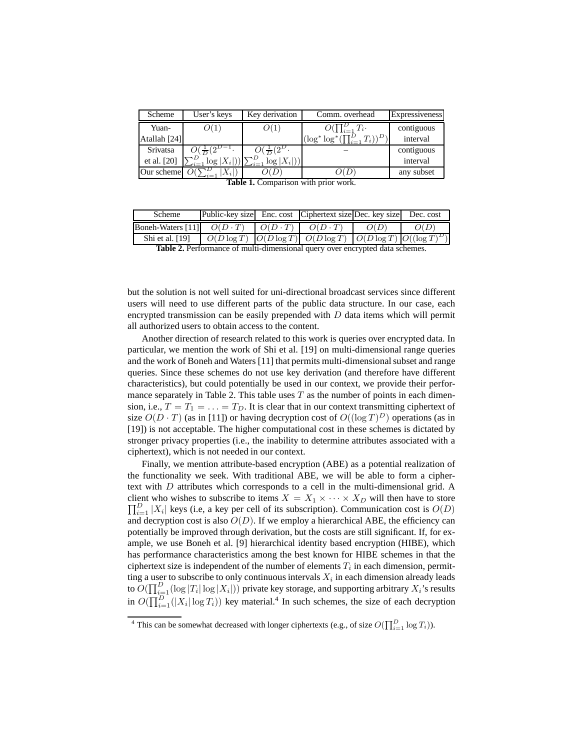| Scheme | User's keys | Key derivation | Comm. overhead | Expressiveness |
| --- | --- | --- | --- | --- |
| Yuan-Atallah [24] | $O(1)$ | $O(1)$ | $O(\prod_{i=1}^{D} T_i \cdot (\log^* \log^*(\prod_{i=1}^{D} T_i))^D)$ | contiguous interval |
| Srivatsa et al. [20] | $O(\frac{1}{D}(2^{D-1} \cdot \sum_{i=1}^{D} \log \lvert X_i \rvert))$ | $O(\frac{1}{D}(2^{D} \cdot \sum_{i=1}^{D} \log \lvert X_i \rvert))$ | – | contiguous interval |
| Our scheme | $O(\sum_{i=1}^{D} \lvert X_i \rvert)$ | $O(D)$ | $O(D)$ | any subset |

**Table 1.** Comparison with prior work.

| Scheme | Public-key size | Enc. cost | Ciphertext size | Dec. key size | Dec. cost |
| --- | --- | --- | --- | --- | --- |
| Boneh-Waters [11] | $O(D \cdot T)$ | $O(D \cdot T)$ | $O(D \cdot T)$ | $O(D)$ | $O(D)$ |
| Shi et al. [19] | $O(D \log T)$ | $O(D \log T)$ | $O(D \log T)$ | $O(D \log T)$ | $O((\log T)^D)$ |

**Table 2.** Performance of multi-dimensional query over encrypted data schemes.

but the solution is not well suited for uni-directional broadcast services since different users will need to use different parts of the public data structure. In our case, each encrypted transmission can be easily prepended with $D$ data items which will permit all authorized users to obtain access to the content.

Another direction of research related to this work is queries over encrypted data. In particular, we mention the work of Shi et al. [19] on multi-dimensional range queries and the work of Boneh and Waters [11] that permits multi-dimensional subset and range queries. Since these schemes do not use key derivation (and therefore have different characteristics), but could potentially be used in our context, we provide their performance separately in Table 2. This table uses $T$ as the number of points in each dimension, i.e., $T = T_1 = \ldots = T_D$. It is clear that in our context transmitting ciphertext of size $O(D \cdot T)$ (as in [11]) or having decryption cost of $O((\log T)^D)$ operations (as in [19]) is not acceptable. The higher computational cost in these schemes is dictated by stronger privacy properties (i.e., the inability to determine attributes associated with a ciphertext), which is not needed in our context.

Finally, we mention attribute-based encryption (ABE) as a potential realization of the functionality we seek. With traditional ABE, we will be able to form a ciphertext with $D$ attributes which corresponds to a cell in the multi-dimensional grid. A client who wishes to subscribe to items $X = X_1 \times \cdots \times X_D$ will then have to store $\prod_{i=1}^{D} |X_i|$ keys (i,e, a key per cell of its subscription). Communication cost is $O(D)$ and decryption cost is also $O(D)$. If we employ a hierarchical ABE, the efficiency can potentially be improved through derivation, but the costs are still significant. If, for example, we use Boneh et al. [9] hierarchical identity based encryption (HIBE), which has performance characteristics among the best known for HIBE schemes in that the ciphertext size is independent of the number of elements $T_i$ in each dimension, permitting a user to subscribe to only continuous intervals $X_i$ in each dimension already leads to $O(\prod_{i=1}^{D}(\log |T_i| \log |X_i|))$ private key storage, and supporting arbitrary $X_i$'s results in $O(\prod_{i=1}^{D}(|X_i| \log T_i))$ key material.[4] In such schemes, the size of each decryption

[4] This can be somewhat decreased with longer ciphertexts (e.g., of size $O(\prod_{i=1}^{D} \log T_i)$).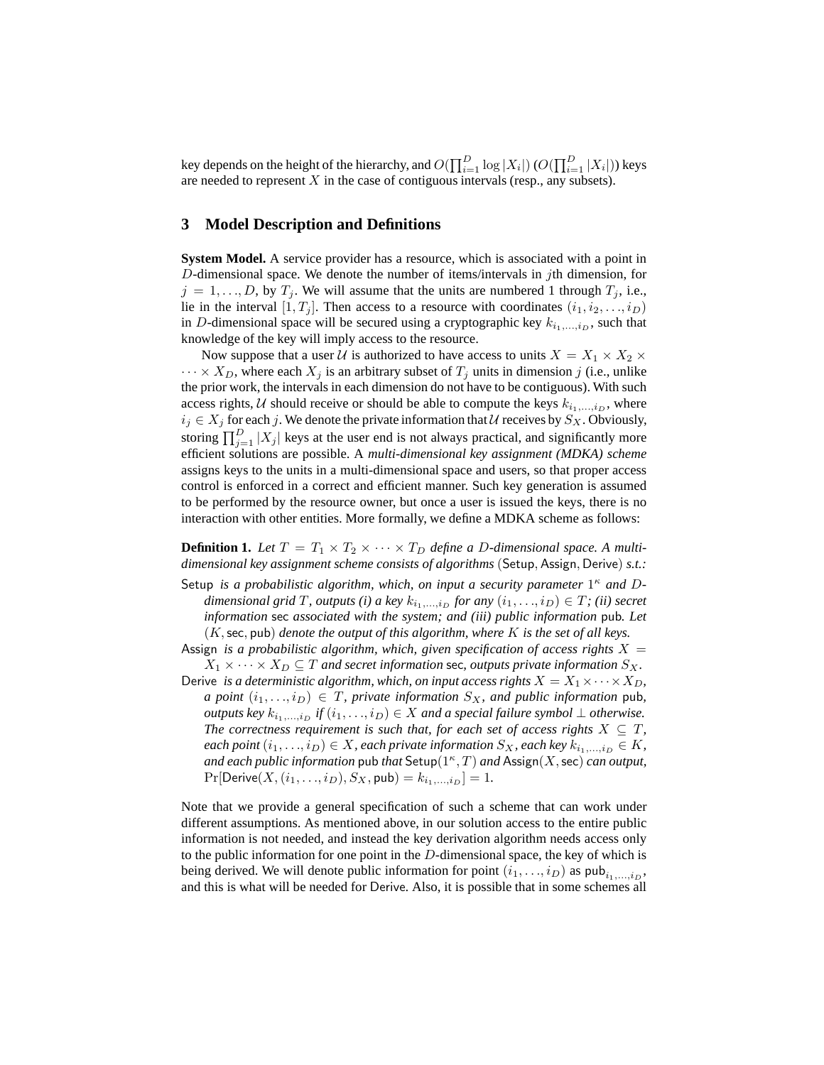key depends on the height of the hierarchy, and $O(\prod_{i=1}^{D} \log |X_i|)$ ($O(\prod_{i=1}^{D} |X_i|)$) keys are needed to represent $X$ in the case of contiguous intervals (resp., any subsets).

## 3 Model Description and Definitions

**System Model.** A service provider has a resource, which is associated with a point in $D$-dimensional space. We denote the number of items/intervals in $j$th dimension, for $j = 1, \ldots, D$, by $T_j$. We will assume that the units are numbered 1 through $T_j$, i.e., lie in the interval $[1, T_j]$. Then access to a resource with coordinates $(i_1, i_2, \ldots, i_D)$ in $D$-dimensional space will be secured using a cryptographic key $k_{i_1,\ldots,i_D}$, such that knowledge of the key will imply access to the resource.

Now suppose that a user $\mathcal{U}$ is authorized to have access to units $X = X_1 \times X_2 \times \cdots \times X_D$, where each $X_j$ is an arbitrary subset of $T_j$ units in dimension $j$ (i.e., unlike the prior work, the intervals in each dimension do not have to be contiguous). With such access rights, $\mathcal{U}$ should receive or should be able to compute the keys $k_{i_1,\ldots,i_D}$, where $i_j \in X_j$ for each $j$. We denote the private information that $\mathcal{U}$ receives by $S_X$. Obviously, storing $\prod_{j=1}^{D} |X_j|$ keys at the user end is not always practical, and significantly more efficient solutions are possible. A *multi-dimensional key assignment (MDKA) scheme* assigns keys to the units in a multi-dimensional space and users, so that proper access control is enforced in a correct and efficient manner. Such key generation is assumed to be performed by the resource owner, but once a user is issued the keys, there is no interaction with other entities. More formally, we define a MDKA scheme as follows:

**Definition 1.** *Let $T = T_1 \times T_2 \times \cdots \times T_D$ define a $D$-dimensional space. A multi-dimensional key assignment scheme consists of algorithms* (Setup, Assign, Derive) *s.t.:*

- Setup *is a probabilistic algorithm, which, on input a security parameter $1^\kappa$ and $D$-dimensional grid $T$, outputs (i) a key $k_{i_1,\ldots,i_D}$ for any $(i_1, \ldots, i_D) \in T$; (ii) secret information* sec *associated with the system; and (iii) public information* pub*. Let $(K, \mathsf{sec}, \mathsf{pub})$ denote the output of this algorithm, where $K$ is the set of all keys.*
- Assign *is a probabilistic algorithm, which, given specification of access rights $X = X_1 \times \cdots \times X_D \subseteq T$ and secret information* sec*, outputs private information $S_X$.*
- Derive *is a deterministic algorithm, which, on input access rights $X = X_1 \times \cdots \times X_D$, a point $(i_1, \ldots, i_D) \in T$, private information $S_X$, and public information* pub*, outputs key $k_{i_1,\ldots,i_D}$ if $(i_1, \ldots, i_D) \in X$ and a special failure symbol $\perp$ otherwise.*
  *The correctness requirement is such that, for each set of access rights $X \subseteq T$, each point $(i_1, \ldots, i_D) \in X$, each private information $S_X$, each key $k_{i_1,\ldots,i_D} \in K$, and each public information* pub *that $\mathsf{Setup}(1^\kappa, T)$ and $\mathsf{Assign}(X, \mathsf{sec})$ can output, $\Pr[\mathsf{Derive}(X, (i_1, \ldots, i_D), S_X, \mathsf{pub}) = k_{i_1,\ldots,i_D}] = 1$.*

Note that we provide a general specification of such a scheme that can work under different assumptions. As mentioned above, in our solution access to the entire public information is not needed, and instead the key derivation algorithm needs access only to the public information for one point in the $D$-dimensional space, the key of which is being derived. We will denote public information for point $(i_1, \ldots, i_D)$ as $\mathsf{pub}_{i_1,\ldots,i_D}$, and this is what will be needed for Derive. Also, it is possible that in some schemes all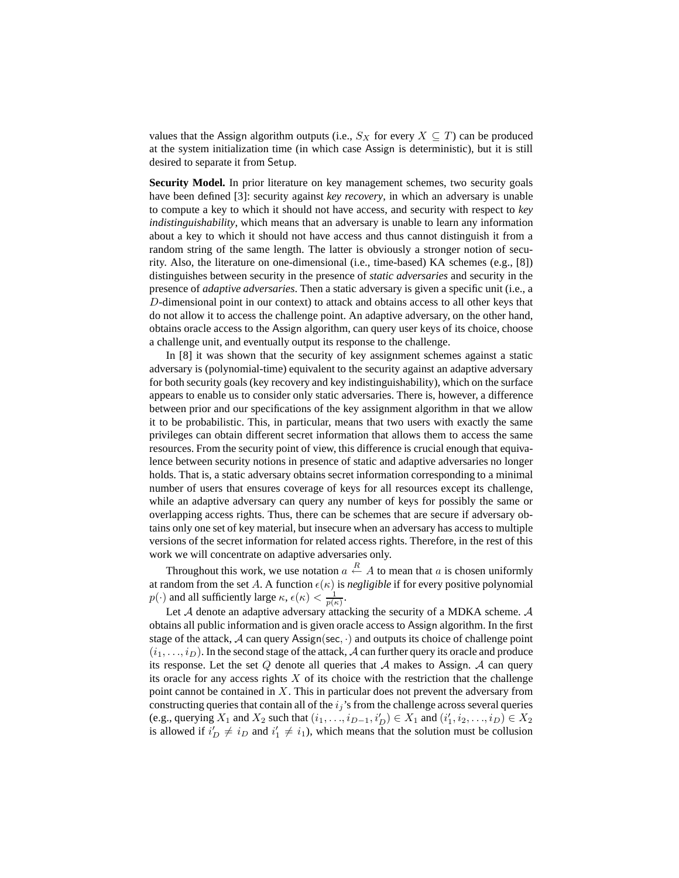values that the Assign algorithm outputs (i.e., $S_X$ for every $X \subseteq T$) can be produced at the system initialization time (in which case Assign is deterministic), but it is still desired to separate it from Setup.

**Security Model.** In prior literature on key management schemes, two security goals have been defined [3]: security against *key recovery*, in which an adversary is unable to compute a key to which it should not have access, and security with respect to *key indistinguishability*, which means that an adversary is unable to learn any information about a key to which it should not have access and thus cannot distinguish it from a random string of the same length. The latter is obviously a stronger notion of security. Also, the literature on one-dimensional (i.e., time-based) KA schemes (e.g., [8]) distinguishes between security in the presence of *static adversaries* and security in the presence of *adaptive adversaries*. Then a static adversary is given a specific unit (i.e., a $D$-dimensional point in our context) to attack and obtains access to all other keys that do not allow it to access the challenge point. An adaptive adversary, on the other hand, obtains oracle access to the Assign algorithm, can query user keys of its choice, choose a challenge unit, and eventually output its response to the challenge.

In [8] it was shown that the security of key assignment schemes against a static adversary is (polynomial-time) equivalent to the security against an adaptive adversary for both security goals (key recovery and key indistinguishability), which on the surface appears to enable us to consider only static adversaries. There is, however, a difference between prior and our specifications of the key assignment algorithm in that we allow it to be probabilistic. This, in particular, means that two users with exactly the same privileges can obtain different secret information that allows them to access the same resources. From the security point of view, this difference is crucial enough that equivalence between security notions in presence of static and adaptive adversaries no longer holds. That is, a static adversary obtains secret information corresponding to a minimal number of users that ensures coverage of keys for all resources except its challenge, while an adaptive adversary can query any number of keys for possibly the same or overlapping access rights. Thus, there can be schemes that are secure if adversary obtains only one set of key material, but insecure when an adversary has access to multiple versions of the secret information for related access rights. Therefore, in the rest of this work we will concentrate on adaptive adversaries only.

Throughout this work, we use notation $a \stackrel{R}{\leftarrow} A$ to mean that $a$ is chosen uniformly at random from the set $A$. A function $\epsilon(\kappa)$ is *negligible* if for every positive polynomial $p(\cdot)$ and all sufficiently large $\kappa$, $\epsilon(\kappa) < \frac{1}{p(\kappa)}$.

Let $\mathcal{A}$ denote an adaptive adversary attacking the security of a MDKA scheme. $\mathcal{A}$ obtains all public information and is given oracle access to Assign algorithm. In the first stage of the attack, $\mathcal{A}$ can query $\mathsf{Assign}(\mathsf{sec}, \cdot)$ and outputs its choice of challenge point $(i_1, \ldots, i_D)$. In the second stage of the attack, $\mathcal{A}$ can further query its oracle and produce its response. Let the set $Q$ denote all queries that $\mathcal{A}$ makes to Assign. $\mathcal{A}$ can query its oracle for any access rights $X$ of its choice with the restriction that the challenge point cannot be contained in $X$. This in particular does not prevent the adversary from constructing queries that contain all of the $i_j$'s from the challenge across several queries (e.g., querying $X_1$ and $X_2$ such that $(i_1, \ldots, i_{D-1}, i'_D) \in X_1$ and $(i'_1, i_2, \ldots, i_D) \in X_2$ is allowed if $i'_D \neq i_D$ and $i'_1 \neq i_1$), which means that the solution must be collusion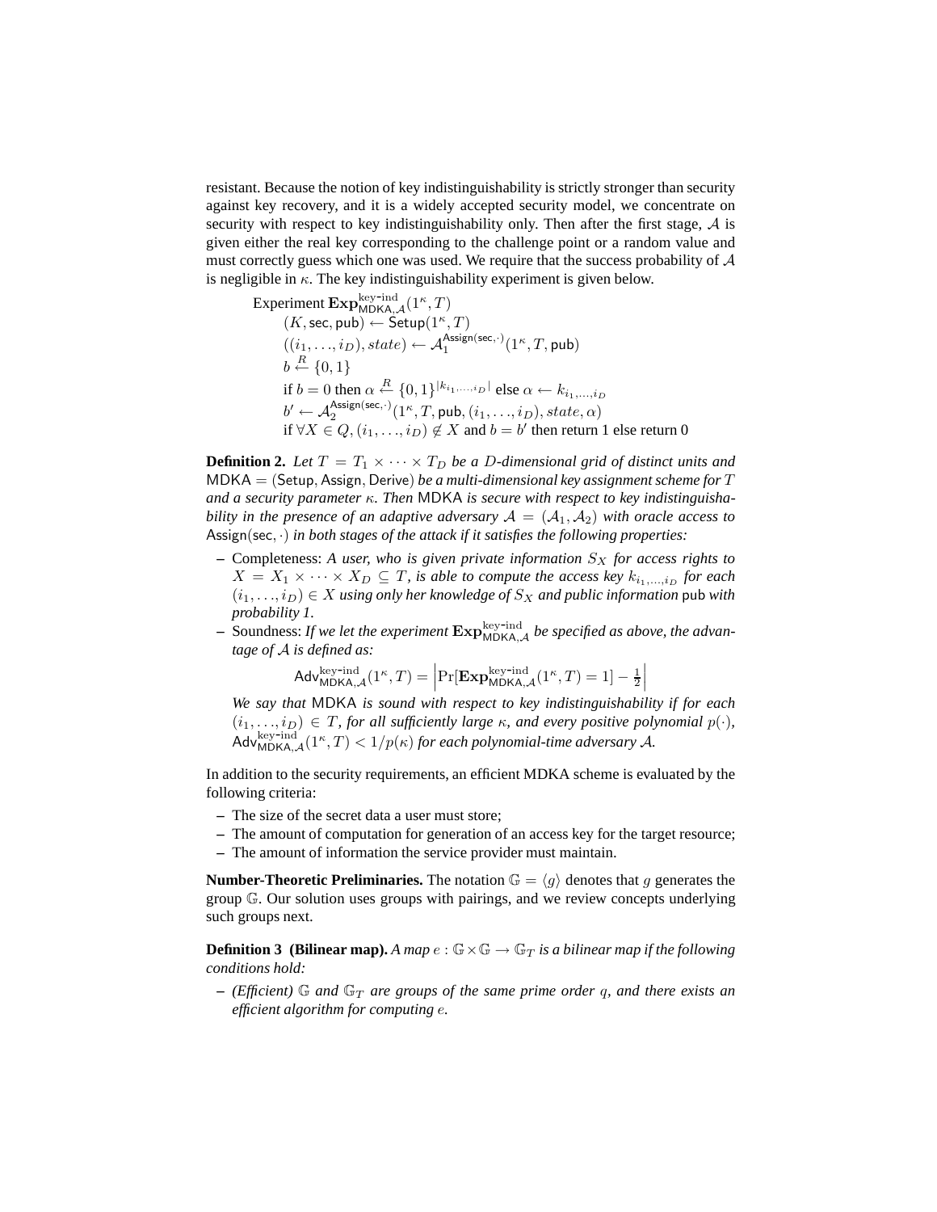resistant. Because the notion of key indistinguishability is strictly stronger than security against key recovery, and it is a widely accepted security model, we concentrate on security with respect to key indistinguishability only. Then after the first stage, $\mathcal{A}$ is given either the real key corresponding to the challenge point or a random value and must correctly guess which one was used. We require that the success probability of $\mathcal{A}$ is negligible in $\kappa$. The key indistinguishability experiment is given below.

$$
\begin{aligned}
&\text{Experiment } \mathbf{Exp}^{\text{key-ind}}_{\mathsf{MDKA},\mathcal{A}}(1^\kappa, T)\\
&\quad (K, \mathsf{sec}, \mathsf{pub}) \leftarrow \mathsf{Setup}(1^\kappa, T)\\
&\quad ((i_1, \ldots, i_D), state) \leftarrow \mathcal{A}_1^{\mathsf{Assign}(\mathsf{sec},\cdot)}(1^\kappa, T, \mathsf{pub})\\
&\quad b \overset{R}{\leftarrow} \{0,1\}\\
&\quad \text{if } b = 0 \text{ then } \alpha \overset{R}{\leftarrow} \{0,1\}^{|k_{i_1,\ldots,i_D}|} \text{ else } \alpha \leftarrow k_{i_1,\ldots,i_D}\\
&\quad b' \leftarrow \mathcal{A}_2^{\mathsf{Assign}(\mathsf{sec},\cdot)}(1^\kappa, T, \mathsf{pub}, (i_1, \ldots, i_D), state, \alpha)\\
&\quad \text{if } \forall X \in Q, (i_1, \ldots, i_D) \notin X \text{ and } b = b' \text{ then return 1 else return 0}
\end{aligned}
$$

**Definition 2.** *Let $T = T_1 \times \cdots \times T_D$ be a $D$-dimensional grid of distinct units and $\mathsf{MDKA} = (\mathsf{Setup}, \mathsf{Assign}, \mathsf{Derive})$ be a multi-dimensional key assignment scheme for $T$ and a security parameter $\kappa$. Then* MDKA *is secure with respect to key indistinguishability in the presence of an adaptive adversary $\mathcal{A} = (\mathcal{A}_1, \mathcal{A}_2)$ with oracle access to $\mathsf{Assign}(\mathsf{sec}, \cdot)$ in both stages of the attack if it satisfies the following properties:*

- Completeness: *A user, who is given private information $S_X$ for access rights to $X = X_1 \times \cdots \times X_D \subseteq T$, is able to compute the access key $k_{i_1,\ldots,i_D}$ for each $(i_1, \ldots, i_D) \in X$ using only her knowledge of $S_X$ and public information* pub *with probability 1.*
- Soundness: *If we let the experiment $\mathbf{Exp}^{\text{key-ind}}_{\mathsf{MDKA},\mathcal{A}}$ be specified as above, the advantage of $\mathcal{A}$ is defined as:*

$$\mathsf{Adv}^{\text{key-ind}}_{\mathsf{MDKA},\mathcal{A}}(1^\kappa, T) = \left|\Pr[\mathbf{Exp}^{\text{key-ind}}_{\mathsf{MDKA},\mathcal{A}}(1^\kappa, T) = 1] - \tfrac{1}{2}\right|$$

*We say that* MDKA *is sound with respect to key indistinguishability if for each $(i_1, \ldots, i_D) \in T$, for all sufficiently large $\kappa$, and every positive polynomial $p(\cdot)$, $\mathsf{Adv}^{\text{key-ind}}_{\mathsf{MDKA},\mathcal{A}}(1^\kappa, T) < 1/p(\kappa)$ for each polynomial-time adversary $\mathcal{A}$.*

In addition to the security requirements, an efficient MDKA scheme is evaluated by the following criteria:

- The size of the secret data a user must store;
- The amount of computation for generation of an access key for the target resource;
- The amount of information the service provider must maintain.

**Number-Theoretic Preliminaries.** The notation $\mathbb{G} = \langle g \rangle$ denotes that $g$ generates the group $\mathbb{G}$. Our solution uses groups with pairings, and we review concepts underlying such groups next.

**Definition 3 (Bilinear map).** *A map $e : \mathbb{G} \times \mathbb{G} \to \mathbb{G}_T$ is a bilinear map if the following conditions hold:*

- *(Efficient) $\mathbb{G}$ and $\mathbb{G}_T$ are groups of the same prime order $q$, and there exists an efficient algorithm for computing $e$.*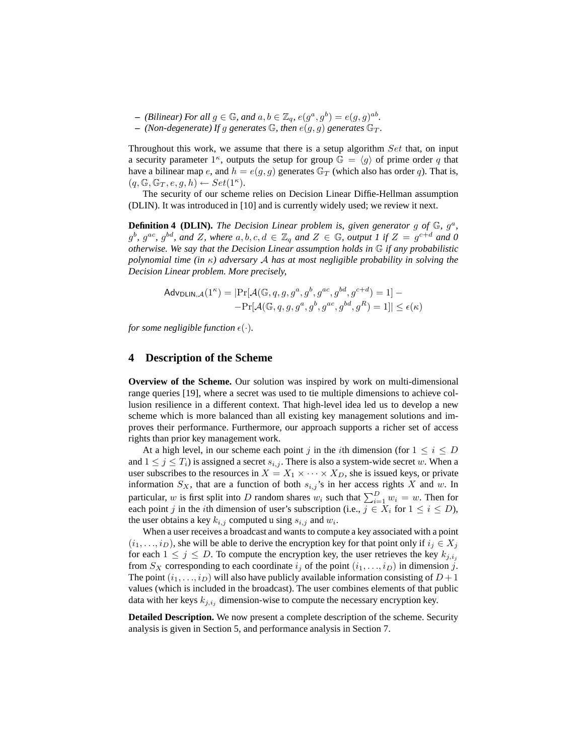– *(Bilinear) For all $g \in \mathbb{G}$, and $a, b \in \mathbb{Z}_q$, $e(g^a, g^b) = e(g, g)^{ab}$.*
– *(Non-degenerate) If $g$ generates $\mathbb{G}$, then $e(g, g)$ generates $\mathbb{G}_T$.*

Throughout this work, we assume that there is a setup algorithm $Set$ that, on input a security parameter $1^\kappa$, outputs the setup for group $\mathbb{G} = \langle g \rangle$ of prime order $q$ that have a bilinear map $e$, and $h = e(g, g)$ generates $\mathbb{G}_T$ (which also has order $q$). That is, $(q, \mathbb{G}, \mathbb{G}_T, e, g, h) \leftarrow Set(1^\kappa)$.

The security of our scheme relies on Decision Linear Diffie-Hellman assumption (DLIN). It was introduced in [10] and is currently widely used; we review it next.

**Definition 4 (DLIN).** *The Decision Linear problem is, given generator $g$ of $\mathbb{G}$, $g^a$, $g^b$, $g^{ac}$, $g^{bd}$, and $Z$, where $a, b, c, d \in \mathbb{Z}_q$ and $Z \in \mathbb{G}$, output 1 if $Z = g^{c+d}$ and 0 otherwise. We say that the Decision Linear assumption holds in $\mathbb{G}$ if any probabilistic polynomial time (in $\kappa$) adversary $\mathcal{A}$ has at most negligible probability in solving the Decision Linear problem. More precisely,*

$$
\begin{aligned}
\mathsf{Adv}_{\mathsf{DLIN},\mathcal{A}}(1^\kappa) = |&\Pr[\mathcal{A}(\mathbb{G}, q, g, g^a, g^b, g^{ac}, g^{bd}, g^{c+d}) = 1] - \\
&-\Pr[\mathcal{A}(\mathbb{G}, q, g, g^a, g^b, g^{ac}, g^{bd}, g^R) = 1]| \leq \epsilon(\kappa)
\end{aligned}
$$

*for some negligible function $\epsilon(\cdot)$.*

## 4 Description of the Scheme

**Overview of the Scheme.** Our solution was inspired by work on multi-dimensional range queries [19], where a secret was used to tie multiple dimensions to achieve collusion resilience in a different context. That high-level idea led us to develop a new scheme which is more balanced than all existing key management solutions and improves their performance. Furthermore, our approach supports a richer set of access rights than prior key management work.

At a high level, in our scheme each point $j$ in the $i$th dimension (for $1 \leq i \leq D$ and $1 \leq j \leq T_i$) is assigned a secret $s_{i,j}$. There is also a system-wide secret $w$. When a user subscribes to the resources in $X = X_1 \times \cdots \times X_D$, she is issued keys, or private information $S_X$, that are a function of both $s_{i,j}$'s in her access rights $X$ and $w$. In particular, $w$ is first split into $D$ random shares $w_i$ such that $\sum_{i=1}^{D} w_i = w$. Then for each point $j$ in the $i$th dimension of user's subscription (i.e., $j \in X_i$ for $1 \leq i \leq D$), the user obtains a key $k_{i,j}$ computed u sing $s_{i,j}$ and $w_i$.

When a user receives a broadcast and wants to compute a key associated with a point $(i_1, \ldots, i_D)$, she will be able to derive the encryption key for that point only if $i_j \in X_j$ for each $1 \leq j \leq D$. To compute the encryption key, the user retrieves the key $k_{j,i_j}$ from $S_X$ corresponding to each coordinate $i_j$ of the point $(i_1, \ldots, i_D)$ in dimension $j$. The point $(i_1, \ldots, i_D)$ will also have publicly available information consisting of $D+1$ values (which is included in the broadcast). The user combines elements of that public data with her keys $k_{j,i_j}$ dimension-wise to compute the necessary encryption key.

**Detailed Description.** We now present a complete description of the scheme. Security analysis is given in Section 5, and performance analysis in Section 7.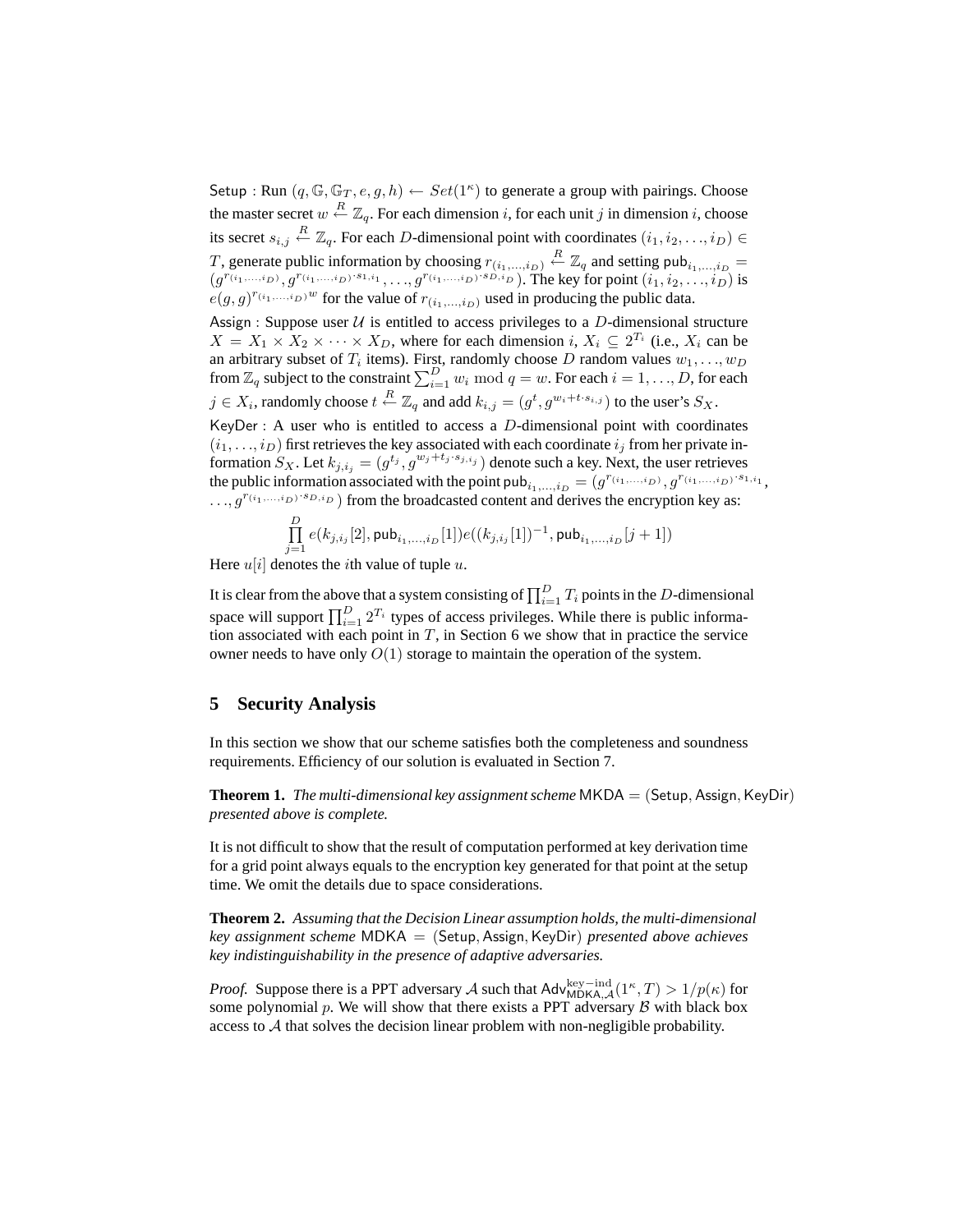Setup : Run $(q, \mathbb{G}, \mathbb{G}_T, e, g, h) \leftarrow Set(1^\kappa)$ to generate a group with pairings. Choose the master secret $w \xleftarrow{R} \mathbb{Z}_q$. For each dimension $i$, for each unit $j$ in dimension $i$, choose its secret $s_{i,j} \xleftarrow{R} \mathbb{Z}_q$. For each $D$-dimensional point with coordinates $(i_1, i_2, \ldots, i_D) \in T$, generate public information by choosing $r_{(i_1,\ldots,i_D)} \xleftarrow{R} \mathbb{Z}_q$ and setting $\mathsf{pub}_{i_1,\ldots,i_D} = (g^{r_{(i_1,\ldots,i_D)}}, g^{r_{(i_1,\ldots,i_D)} \cdot s_{1,i_1}}, \ldots, g^{r_{(i_1,\ldots,i_D)} \cdot s_{D,i_D}})$. The key for point $(i_1, i_2, \ldots, i_D)$ is $e(g,g)^{r_{(i_1,\ldots,i_D)} w}$ for the value of $r_{(i_1,\ldots,i_D)}$ used in producing the public data.

Assign : Suppose user $\mathcal{U}$ is entitled to access privileges to a $D$-dimensional structure $X = X_1 \times X_2 \times \cdots \times X_D$, where for each dimension $i$, $X_i \subseteq 2^{T_i}$ (i.e., $X_i$ can be an arbitrary subset of $T_i$ items). First, randomly choose $D$ random values $w_1, \ldots, w_D$ from $\mathbb{Z}_q$ subject to the constraint $\sum_{i=1}^{D} w_i \bmod q = w$. For each $i = 1, \ldots, D$, for each $j \in X_i$, randomly choose $t \xleftarrow{R} \mathbb{Z}_q$ and add $k_{i,j} = (g^t, g^{w_i + t \cdot s_{i,j}})$ to the user's $S_X$.

KeyDer : A user who is entitled to access a $D$-dimensional point with coordinates $(i_1, \ldots, i_D)$ first retrieves the key associated with each coordinate $i_j$ from her private information $S_X$. Let $k_{j,i_j} = (g^{t_j}, g^{w_j + t_j \cdot s_{j,i_j}})$ denote such a key. Next, the user retrieves the public information associated with the point $\mathsf{pub}_{i_1,\ldots,i_D} = (g^{r_{(i_1,\ldots,i_D)}}, g^{r_{(i_1,\ldots,i_D)} \cdot s_{1,i_1}}, \ldots, g^{r_{(i_1,\ldots,i_D)} \cdot s_{D,i_D}})$ from the broadcasted content and derives the encryption key as:

$$\prod_{j=1}^{D} e(k_{j,i_j}[2], \mathsf{pub}_{i_1,\ldots,i_D}[1]) e((k_{j,i_j}[1])^{-1}, \mathsf{pub}_{i_1,\ldots,i_D}[j+1])$$

Here $u[i]$ denotes the $i$th value of tuple $u$.

It is clear from the above that a system consisting of $\prod_{i=1}^{D} T_i$ points in the $D$-dimensional space will support $\prod_{i=1}^{D} 2^{T_i}$ types of access privileges. While there is public information associated with each point in $T$, in Section 6 we show that in practice the service owner needs to have only $O(1)$ storage to maintain the operation of the system.

## 5 Security Analysis

In this section we show that our scheme satisfies both the completeness and soundness requirements. Efficiency of our solution is evaluated in Section 7.

**Theorem 1.** *The multi-dimensional key assignment scheme* $\mathsf{MKDA} = (\mathsf{Setup}, \mathsf{Assign}, \mathsf{KeyDir})$ *presented above is complete.*

It is not difficult to show that the result of computation performed at key derivation time for a grid point always equals to the encryption key generated for that point at the setup time. We omit the details due to space considerations.

**Theorem 2.** *Assuming that the Decision Linear assumption holds, the multi-dimensional key assignment scheme* $\mathsf{MDKA} = (\mathsf{Setup}, \mathsf{Assign}, \mathsf{KeyDir})$ *presented above achieves key indistinguishability in the presence of adaptive adversaries.*

*Proof.* Suppose there is a PPT adversary $\mathcal{A}$ such that $\mathsf{Adv}^{\text{key-ind}}_{\mathsf{MDKA},\mathcal{A}}(1^\kappa, T) > 1/p(\kappa)$ for some polynomial $p$. We will show that there exists a PPT adversary $\mathcal{B}$ with black box access to $\mathcal{A}$ that solves the decision linear problem with non-negligible probability.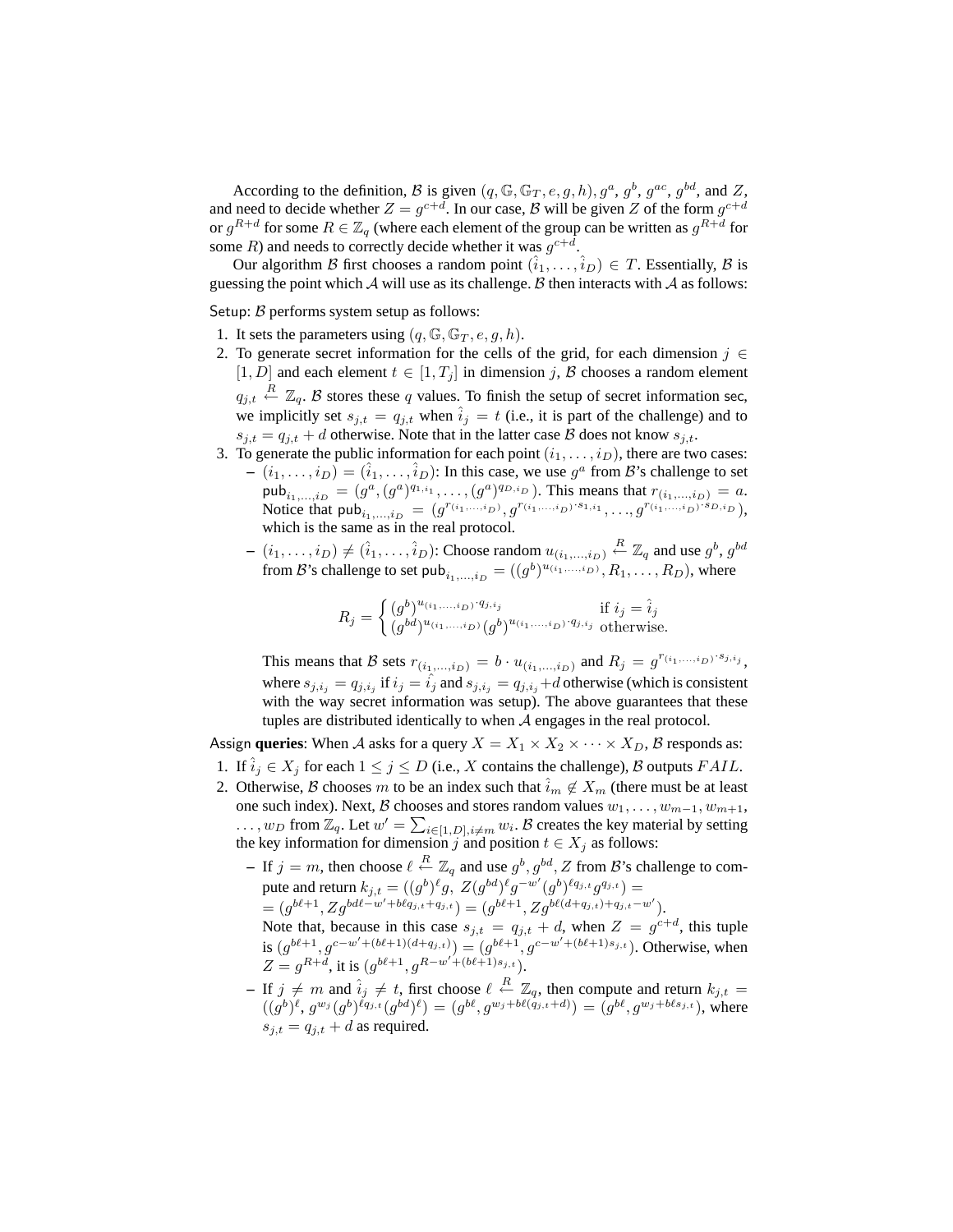According to the definition, $\mathcal{B}$ is given $(q, \mathbb{G}, \mathbb{G}_T, e, g, h)$, $g^a$, $g^b$, $g^{ac}$, $g^{bd}$, and $Z$, and need to decide whether $Z = g^{c+d}$. In our case, $\mathcal{B}$ will be given $Z$ of the form $g^{c+d}$ or $g^{R+d}$ for some $R \in \mathbb{Z}_q$ (where each element of the group can be written as $g^{R+d}$ for some $R$) and needs to correctly decide whether it was $g^{c+d}$.

Our algorithm $\mathcal{B}$ first chooses a random point $(\hat{i}_1, \ldots, \hat{i}_D) \in T$. Essentially, $\mathcal{B}$ is guessing the point which $\mathcal{A}$ will use as its challenge. $\mathcal{B}$ then interacts with $\mathcal{A}$ as follows:

Setup: $\mathcal{B}$ performs system setup as follows:

1. It sets the parameters using $(q, \mathbb{G}, \mathbb{G}_T, e, g, h)$.
2. To generate secret information for the cells of the grid, for each dimension $j \in [1, D]$ and each element $t \in [1, T_j]$ in dimension $j$, $\mathcal{B}$ chooses a random element $q_{j,t} \xleftarrow{R} \mathbb{Z}_q$. $\mathcal{B}$ stores these $q$ values. To finish the setup of secret information sec, we implicitly set $s_{j,t} = q_{j,t}$ when $\hat{i}_j = t$ (i.e., it is part of the challenge) and to $s_{j,t} = q_{j,t} + d$ otherwise. Note that in the latter case $\mathcal{B}$ does not know $s_{j,t}$.
3. To generate the public information for each point $(i_1, \ldots, i_D)$, there are two cases:
   - $(i_1, \ldots, i_D) = (\hat{i}_1, \ldots, \hat{i}_D)$: In this case, we use $g^a$ from $\mathcal{B}$'s challenge to set $\mathsf{pub}_{i_1,\ldots,i_D} = (g^a, (g^a)^{q_{1,i_1}}, \ldots, (g^a)^{q_{D,i_D}})$. This means that $r_{(i_1,\ldots,i_D)} = a$. Notice that $\mathsf{pub}_{i_1,\ldots,i_D} = (g^{r_{(i_1,\ldots,i_D)}}, g^{r_{(i_1,\ldots,i_D)} \cdot s_{1,i_1}}, \ldots, g^{r_{(i_1,\ldots,i_D)} \cdot s_{D,i_D}})$, which is the same as in the real protocol.
   - $(i_1, \ldots, i_D) \neq (\hat{i}_1, \ldots, \hat{i}_D)$: Choose random $u_{(i_1,\ldots,i_D)} \xleftarrow{R} \mathbb{Z}_q$ and use $g^b$, $g^{bd}$ from $\mathcal{B}$'s challenge to set $\mathsf{pub}_{i_1,\ldots,i_D} = ((g^b)^{u_{(i_1,\ldots,i_D)}}, R_1, \ldots, R_D)$, where

$$R_j = \begin{cases} (g^b)^{u_{(i_1,\ldots,i_D)} \cdot q_{j,i_j}} & \text{if } i_j = \hat{i}_j \\ (g^{bd})^{u_{(i_1,\ldots,i_D)}} (g^b)^{u_{(i_1,\ldots,i_D)} \cdot q_{j,i_j}} & \text{otherwise.} \end{cases}$$

     This means that $\mathcal{B}$ sets $r_{(i_1,\ldots,i_D)} = b \cdot u_{(i_1,\ldots,i_D)}$ and $R_j = g^{r_{(i_1,\ldots,i_D)} \cdot s_{j,i_j}}$, where $s_{j,i_j} = q_{j,i_j}$ if $i_j = \hat{i}_j$ and $s_{j,i_j} = q_{j,i_j} + d$ otherwise (which is consistent with the way secret information was setup). The above guarantees that these tuples are distributed identically to when $\mathcal{A}$ engages in the real protocol.

Assign **queries**: When $\mathcal{A}$ asks for a query $X = X_1 \times X_2 \times \cdots \times X_D$, $\mathcal{B}$ responds as:

1. If $\hat{i}_j \in X_j$ for each $1 \leq j \leq D$ (i.e., $X$ contains the challenge), $\mathcal{B}$ outputs $FAIL$.
2. Otherwise, $\mathcal{B}$ chooses $m$ to be an index such that $\hat{i}_m \notin X_m$ (there must be at least one such index). Next, $\mathcal{B}$ chooses and stores random values $w_1, \ldots, w_{m-1}, w_{m+1}, \ldots, w_D$ from $\mathbb{Z}_q$. Let $w' = \sum_{i \in [1,D], i \neq m} w_i$. $\mathcal{B}$ creates the key material by setting the key information for dimension $j$ and position $t \in X_j$ as follows:
   - If $j = m$, then choose $\ell \xleftarrow{R} \mathbb{Z}_q$ and use $g^b, g^{bd}, Z$ from $\mathcal{B}$'s challenge to compute and return $k_{j,t} = ((g^b)^\ell g,\ Z (g^{bd})^\ell g^{-w'} (g^b)^{\ell q_{j,t}} g^{q_{j,t}}) =$ $= (g^{b\ell+1}, Z g^{bd\ell - w' + b\ell q_{j,t} + q_{j,t}}) = (g^{b\ell+1}, Z g^{b\ell(d+q_{j,t}) + q_{j,t} - w'})$.
     Note that, because in this case $s_{j,t} = q_{j,t} + d$, when $Z = g^{c+d}$, this tuple is $(g^{b\ell+1}, g^{c - w' + (b\ell+1)(d+q_{j,t})}) = (g^{b\ell+1}, g^{c - w' + (b\ell+1)s_{j,t}})$. Otherwise, when $Z = g^{R+d}$, it is $(g^{b\ell+1}, g^{R - w' + (b\ell+1)s_{j,t}})$.
   - If $j \neq m$ and $\hat{i}_j \neq t$, first choose $\ell \xleftarrow{R} \mathbb{Z}_q$, then compute and return $k_{j,t} = ((g^b)^\ell, g^{w_j} (g^b)^{\ell q_{j,t}} (g^{bd})^\ell) = (g^{b\ell}, g^{w_j + b\ell(q_{j,t}+d)}) = (g^{b\ell}, g^{w_j + b\ell s_{j,t}})$, where $s_{j,t} = q_{j,t} + d$ as required.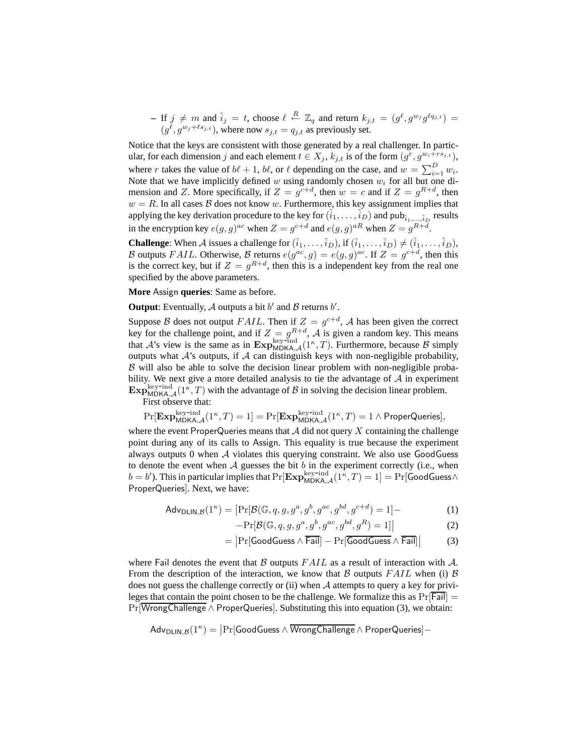– If $j \neq m$ and $\hat{i}_j = t$, choose $\ell \xleftarrow{R} \mathbb{Z}_q$ and return $k_{j,t} = (g^\ell, g^{w_j} g^{\ell q_{j,t}}) = (g^\ell, g^{w_j + \ell s_{j,t}})$, where now $s_{j,t} = q_{j,t}$ as previously set.

Notice that the keys are consistent with those generated by a real challenger. In particular, for each dimension $j$ and each element $t \in X_j$, $k_{j,t}$ is of the form $(g^r, g^{w_i + r s_{j,t}})$, where $r$ takes the value of $b\ell + 1$, $b\ell$, or $\ell$ depending on the case, and $w = \sum_{i=1}^{D} w_i$. Note that we have implicitly defined $w$ using randomly chosen $w_i$ for all but one dimension and $Z$. More specifically, if $Z = g^{c+d}$, then $w = c$ and if $Z = g^{R+d}$, then $w = R$. In all cases $\mathcal{B}$ does not know $w$. Furthermore, this key assignment implies that applying the key derivation procedure to the key for $(\hat{i}_1, \ldots, \hat{i}_D)$ and $\mathsf{pub}_{\hat{i}_1,\ldots,\hat{i}_D}$ results in the encryption key $e(g,g)^{ac}$ when $Z = g^{c+d}$ and $e(g,g)^{aR}$ when $Z = g^{R+d}$.

**Challenge**: When $\mathcal{A}$ issues a challenge for $(\bar{i}_1, \ldots, \bar{i}_D)$, if $(\bar{i}_1, \ldots, \bar{i}_D) \neq (\hat{i}_1, \ldots, \hat{i}_D)$, $\mathcal{B}$ outputs $FAIL$. Otherwise, $\mathcal{B}$ returns $e(g^{ac}, g) = e(g,g)^{ac}$. If $Z = g^{c+d}$, then this is the correct key, but if $Z = g^{R+d}$, then this is a independent key from the real one specified by the above parameters.

**More** Assign **queries**: Same as before.

**Output**: Eventually, $\mathcal{A}$ outputs a bit $b'$ and $\mathcal{B}$ returns $b'$.

Suppose $\mathcal{B}$ does not output $FAIL$. Then if $Z = g^{c+d}$, $\mathcal{A}$ has been given the correct key for the challenge point, and if $Z = g^{R+d}$, $\mathcal{A}$ is given a random key. This means that $\mathcal{A}$'s view is the same as in $\mathbf{Exp}^{\text{key-ind}}_{\mathsf{MDKA},\mathcal{A}}(1^\kappa, T)$. Furthermore, because $\mathcal{B}$ simply outputs what $\mathcal{A}$'s outputs, if $\mathcal{A}$ can distinguish keys with non-negligible probability, $\mathcal{B}$ will also be able to solve the decision linear problem with non-negligible probability. We next give a more detailed analysis to tie the advantage of $\mathcal{A}$ in experiment $\mathbf{Exp}^{\text{key-ind}}_{\mathsf{MDKA},\mathcal{A}}(1^\kappa, T)$ with the advantage of $\mathcal{B}$ in solving the decision linear problem.

First observe that:

$$\Pr[\mathbf{Exp}^{\text{key-ind}}_{\mathsf{MDKA},\mathcal{A}}(1^\kappa, T) = 1] = \Pr[\mathbf{Exp}^{\text{key-ind}}_{\mathsf{MDKA},\mathcal{A}}(1^\kappa, T) = 1 \wedge \mathsf{ProperQueries}],$$

where the event $\mathsf{ProperQueries}$ means that $\mathcal{A}$ did not query $X$ containing the challenge point during any of its calls to Assign. This equality is true because the experiment always outputs 0 when $\mathcal{A}$ violates this querying constraint. We also use $\mathsf{GoodGuess}$ to denote the event when $\mathcal{A}$ guesses the bit $b$ in the experiment correctly (i.e., when $b = b'$). This in particular implies that $\Pr[\mathbf{Exp}^{\text{key-ind}}_{\mathsf{MDKA},\mathcal{A}}(1^\kappa, T) = 1] = \Pr[\mathsf{GoodGuess} \wedge \mathsf{ProperQueries}]$. Next, we have:

$$\mathsf{Adv}_{\mathsf{DLIN},\mathcal{B}}(1^\kappa) = \big|\Pr[\mathcal{B}(\mathbb{G}, q, g, g^a, g^b, g^{ac}, g^{bd}, g^{c+d}) = 1] - \tag{1}$$

$$- \Pr[\mathcal{B}(\mathbb{G}, q, g, g^a, g^b, g^{ac}, g^{bd}, g^R) = 1]\big| \tag{2}$$

$$= \big|\Pr[\mathsf{GoodGuess} \wedge \overline{\mathsf{Fail}}] - \Pr[\overline{\mathsf{GoodGuess}} \wedge \overline{\mathsf{Fail}}]\big| \tag{3}$$

where $\mathsf{Fail}$ denotes the event that $\mathcal{B}$ outputs $FAIL$ as a result of interaction with $\mathcal{A}$. From the description of the interaction, we know that $\mathcal{B}$ outputs $FAIL$ when (i) $\mathcal{B}$ does not guess the challenge correctly or (ii) when $\mathcal{A}$ attempts to query a key for privileges that contain the point chosen to be the challenge. We formalize this as $\Pr[\overline{\mathsf{Fail}}] = \Pr[\overline{\mathsf{WrongChallenge}} \wedge \mathsf{ProperQueries}]$. Substituting this into equation (3), we obtain:

$$\mathsf{Adv}_{\mathsf{DLIN},\mathcal{B}}(1^\kappa) = \big|\Pr[\mathsf{GoodGuess} \wedge \overline{\mathsf{WrongChallenge}} \wedge \mathsf{ProperQueries}] -$$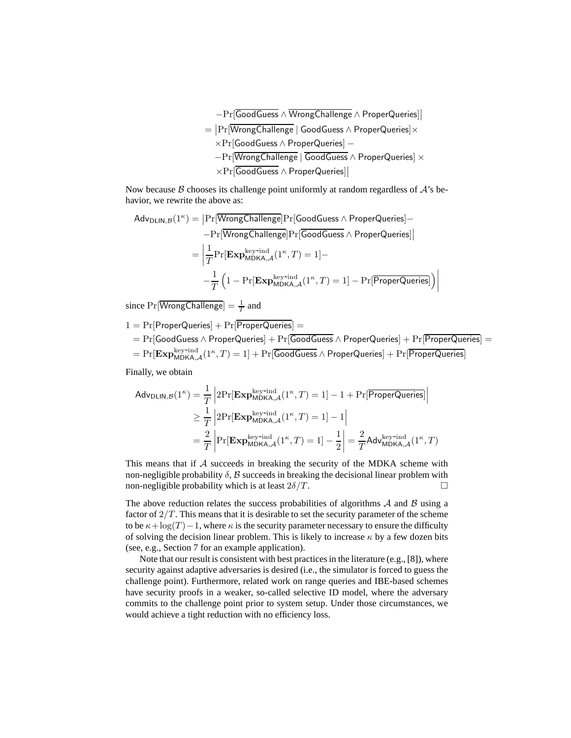$$
\begin{aligned}
&-\Pr[\overline{\mathsf{GoodGuess}} \wedge \overline{\mathsf{WrongChallenge}} \wedge \mathsf{ProperQueries}]\big| \\
&= \big|\Pr[\overline{\mathsf{WrongChallenge}} \mid \mathsf{GoodGuess} \wedge \mathsf{ProperQueries}] \times \\
&\quad \times \Pr[\mathsf{GoodGuess} \wedge \mathsf{ProperQueries}] - \\
&\quad -\Pr[\overline{\mathsf{WrongChallenge}} \mid \overline{\mathsf{GoodGuess}} \wedge \mathsf{ProperQueries}] \times \\
&\quad \times \Pr[\overline{\mathsf{GoodGuess}} \wedge \mathsf{ProperQueries}]\big|
\end{aligned}
$$

Now because $\mathcal{B}$ chooses its challenge point uniformly at random regardless of $\mathcal{A}$'s behavior, we rewrite the above as:

$$
\begin{aligned}
\mathsf{Adv}_{\mathsf{DLIN},\mathcal{B}}(1^\kappa) &= \big|\Pr[\overline{\mathsf{WrongChallenge}}]\Pr[\mathsf{GoodGuess} \wedge \mathsf{ProperQueries}] - \\
&\quad -\Pr[\overline{\mathsf{WrongChallenge}}]\Pr[\overline{\mathsf{GoodGuess}} \wedge \mathsf{ProperQueries}]\big| \\
&= \bigg|\frac{1}{T}\Pr[\mathbf{Exp}^{\text{key-ind}}_{\mathsf{MDKA},\mathcal{A}}(1^\kappa, T) = 1] - \\
&\quad -\frac{1}{T}\left(1 - \Pr[\mathbf{Exp}^{\text{key-ind}}_{\mathsf{MDKA},\mathcal{A}}(1^\kappa, T) = 1] - \Pr[\overline{\mathsf{ProperQueries}}]\right)\bigg|
\end{aligned}
$$

since $\Pr[\overline{\mathsf{WrongChallenge}}] = \frac{1}{T}$ and

$$
\begin{aligned}
1 &= \Pr[\mathsf{ProperQueries}] + \Pr[\overline{\mathsf{ProperQueries}}] = \\
&= \Pr[\mathsf{GoodGuess} \wedge \mathsf{ProperQueries}] + \Pr[\overline{\mathsf{GoodGuess}} \wedge \mathsf{ProperQueries}] + \Pr[\overline{\mathsf{ProperQueries}}] = \\
&= \Pr[\mathbf{Exp}^{\text{key-ind}}_{\mathsf{MDKA},\mathcal{A}}(1^\kappa, T) = 1] + \Pr[\overline{\mathsf{GoodGuess}} \wedge \mathsf{ProperQueries}] + \Pr[\overline{\mathsf{ProperQueries}}]
\end{aligned}
$$

Finally, we obtain

$$
\begin{aligned}
\mathsf{Adv}_{\mathsf{DLIN},\mathcal{B}}(1^\kappa) &= \frac{1}{T}\left|2\Pr[\mathbf{Exp}^{\text{key-ind}}_{\mathsf{MDKA},\mathcal{A}}(1^\kappa, T) = 1] - 1 + \Pr[\overline{\mathsf{ProperQueries}}]\right| \\
&\geq \frac{1}{T}\left|2\Pr[\mathbf{Exp}^{\text{key-ind}}_{\mathsf{MDKA},\mathcal{A}}(1^\kappa, T) = 1] - 1\right| \\
&= \frac{2}{T}\left|\Pr[\mathbf{Exp}^{\text{key-ind}}_{\mathsf{MDKA},\mathcal{A}}(1^\kappa, T) = 1] - \frac{1}{2}\right| = \frac{2}{T}\mathsf{Adv}^{\text{key-ind}}_{\mathsf{MDKA},\mathcal{A}}(1^\kappa, T)
\end{aligned}
$$

This means that if $\mathcal{A}$ succeeds in breaking the security of the MDKA scheme with non-negligible probability $\delta$, $\mathcal{B}$ succeeds in breaking the decisional linear problem with non-negligible probability which is at least $2\delta/T$. □

The above reduction relates the success probabilities of algorithms $\mathcal{A}$ and $\mathcal{B}$ using a factor of $2/T$. This means that it is desirable to set the security parameter of the scheme to be $\kappa + \log(T) - 1$, where $\kappa$ is the security parameter necessary to ensure the difficulty of solving the decision linear problem. This is likely to increase $\kappa$ by a few dozen bits (see, e.g., Section 7 for an example application).

Note that our result is consistent with best practices in the literature (e.g., [8]), where security against adaptive adversaries is desired (i.e., the simulator is forced to guess the challenge point). Furthermore, related work on range queries and IBE-based schemes have security proofs in a weaker, so-called selective ID model, where the adversary commits to the challenge point prior to system setup. Under those circumstances, we would achieve a tight reduction with no efficiency loss.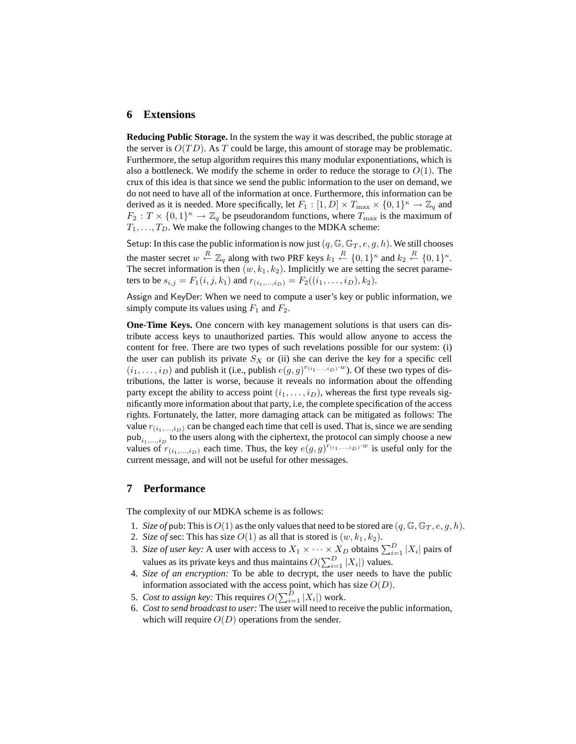## 6 Extensions

**Reducing Public Storage.** In the system the way it was described, the public storage at the server is $O(TD)$. As $T$ could be large, this amount of storage may be problematic. Furthermore, the setup algorithm requires this many modular exponentiations, which is also a bottleneck. We modify the scheme in order to reduce the storage to $O(1)$. The crux of this idea is that since we send the public information to the user on demand, we do not need to have all of the information at once. Furthermore, this information can be derived as it is needed. More specifically, let $F_1 : [1, D] \times T_{\max} \times \{0,1\}^\kappa \to \mathbb{Z}_q$ and $F_2 : T \times \{0,1\}^\kappa \to \mathbb{Z}_q$ be pseudorandom functions, where $T_{\max}$ is the maximum of $T_1, \ldots, T_D$. We make the following changes to the MDKA scheme:

Setup: In this case the public information is now just $(q, \mathbb{G}, \mathbb{G}_T, e, g, h)$. We still chooses the master secret $w \overset{R}{\leftarrow} \mathbb{Z}_q$ along with two PRF keys $k_1 \overset{R}{\leftarrow} \{0,1\}^\kappa$ and $k_2 \overset{R}{\leftarrow} \{0,1\}^\kappa$. The secret information is then $(w, k_1, k_2)$. Implicitly we are setting the secret parameters to be $s_{i,j} = F_1(i, j, k_1)$ and $r_{(i_1,\ldots,i_D)} = F_2((i_1, \ldots, i_D), k_2)$.

Assign and KeyDer: When we need to compute a user's key or public information, we simply compute its values using $F_1$ and $F_2$.

**One-Time Keys.** One concern with key management solutions is that users can distribute access keys to unauthorized parties. This would allow anyone to access the content for free. There are two types of such revelations possible for our system: (i) the user can publish its private $S_X$ or (ii) she can derive the key for a specific cell $(i_1, \ldots, i_D)$ and publish it (i.e., publish $e(g,g)^{r_{(i_1,\ldots,i_D)} \cdot w}$). Of these two types of distributions, the latter is worse, because it reveals no information about the offending party except the ability to access point $(i_1, \ldots, i_D)$, whereas the first type reveals significantly more information about that party, i.e, the complete specification of the access rights. Fortunately, the latter, more damaging attack can be mitigated as follows: The value $r_{(i_1,\ldots,i_D)}$ can be changed each time that cell is used. That is, since we are sending $\mathsf{pub}_{i_1,\ldots,i_D}$ to the users along with the ciphertext, the protocol can simply choose a new values of $r_{(i_1,\ldots,i_D)}$ each time. Thus, the key $e(g,g)^{r_{(i_1,\ldots,i_D)} \cdot w}$ is useful only for the current message, and will not be useful for other messages.

## 7 Performance

The complexity of our MDKA scheme is as follows:

1. *Size of* pub: This is $O(1)$ as the only values that need to be stored are $(q, \mathbb{G}, \mathbb{G}_T, e, g, h)$.
2. *Size of* sec: This has size $O(1)$ as all that is stored is $(w, k_1, k_2)$.
3. *Size of user key:* A user with access to $X_1 \times \cdots \times X_D$ obtains $\sum_{i=1}^{D} |X_i|$ pairs of values as its private keys and thus maintains $O(\sum_{i=1}^{D} |X_i|)$ values.
4. *Size of an encryption:* To be able to decrypt, the user needs to have the public information associated with the access point, which has size $O(D)$.
5. *Cost to assign key:* This requires $O(\sum_{i=1}^{D} |X_i|)$ work.
6. *Cost to send broadcast to user:* The user will need to receive the public information, which will require $O(D)$ operations from the sender.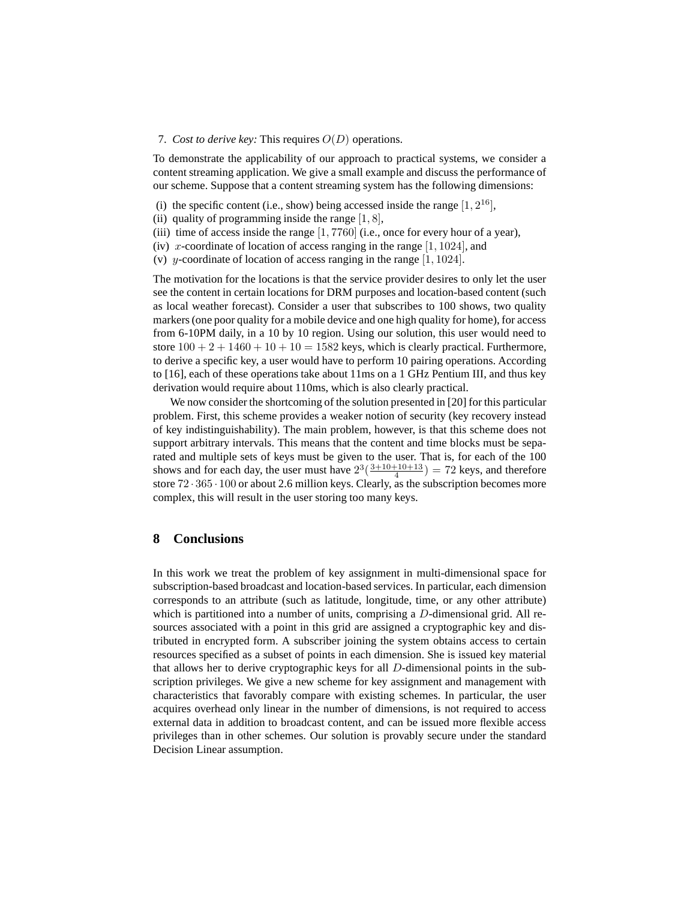7. *Cost to derive key:* This requires $O(D)$ operations.

To demonstrate the applicability of our approach to practical systems, we consider a content streaming application. We give a small example and discuss the performance of our scheme. Suppose that a content streaming system has the following dimensions:

(i) the specific content (i.e., show) being accessed inside the range $[1, 2^{16}]$,
(ii) quality of programming inside the range $[1, 8]$,
(iii) time of access inside the range $[1, 7760]$ (i.e., once for every hour of a year),
(iv) $x$-coordinate of location of access ranging in the range $[1, 1024]$, and
(v) $y$-coordinate of location of access ranging in the range $[1, 1024]$.

The motivation for the locations is that the service provider desires to only let the user see the content in certain locations for DRM purposes and location-based content (such as local weather forecast). Consider a user that subscribes to 100 shows, two quality markers (one poor quality for a mobile device and one high quality for home), for access from 6-10PM daily, in a 10 by 10 region. Using our solution, this user would need to store $100 + 2 + 1460 + 10 + 10 = 1582$ keys, which is clearly practical. Furthermore, to derive a specific key, a user would have to perform 10 pairing operations. According to [16], each of these operations take about 11ms on a 1 GHz Pentium III, and thus key derivation would require about 110ms, which is also clearly practical.

We now consider the shortcoming of the solution presented in [20] for this particular problem. First, this scheme provides a weaker notion of security (key recovery instead of key indistinguishability). The main problem, however, is that this scheme does not support arbitrary intervals. This means that the content and time blocks must be separated and multiple sets of keys must be given to the user. That is, for each of the 100 shows and for each day, the user must have $2^3(\frac{3+10+10+13}{4}) = 72$ keys, and therefore store $72 \cdot 365 \cdot 100$ or about 2.6 million keys. Clearly, as the subscription becomes more complex, this will result in the user storing too many keys.

## 8 Conclusions

In this work we treat the problem of key assignment in multi-dimensional space for subscription-based broadcast and location-based services. In particular, each dimension corresponds to an attribute (such as latitude, longitude, time, or any other attribute) which is partitioned into a number of units, comprising a $D$-dimensional grid. All resources associated with a point in this grid are assigned a cryptographic key and distributed in encrypted form. A subscriber joining the system obtains access to certain resources specified as a subset of points in each dimension. She is issued key material that allows her to derive cryptographic keys for all $D$-dimensional points in the subscription privileges. We give a new scheme for key assignment and management with characteristics that favorably compare with existing schemes. In particular, the user acquires overhead only linear in the number of dimensions, is not required to access external data in addition to broadcast content, and can be issued more flexible access privileges than in other schemes. Our solution is provably secure under the standard Decision Linear assumption.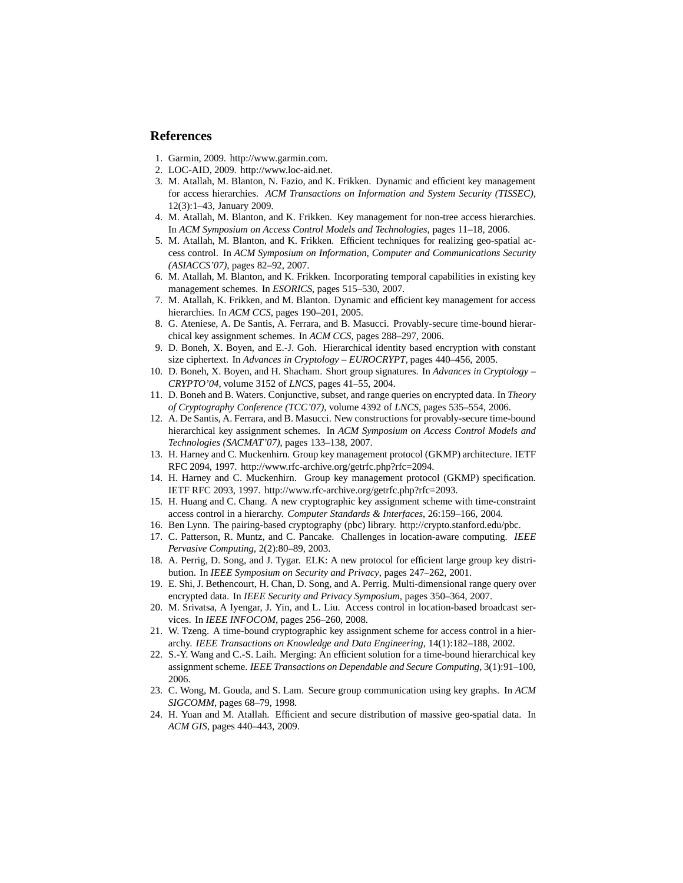## References

1. Garmin, 2009. http://www.garmin.com.
2. LOC-AID, 2009. http://www.loc-aid.net.
3. M. Atallah, M. Blanton, N. Fazio, and K. Frikken. Dynamic and efficient key management for access hierarchies. *ACM Transactions on Information and System Security (TISSEC)*, 12(3):1–43, January 2009.
4. M. Atallah, M. Blanton, and K. Frikken. Key management for non-tree access hierarchies. In *ACM Symposium on Access Control Models and Technologies*, pages 11–18, 2006.
5. M. Atallah, M. Blanton, and K. Frikken. Efficient techniques for realizing geo-spatial access control. In *ACM Symposium on Information, Computer and Communications Security (ASIACCS'07)*, pages 82–92, 2007.
6. M. Atallah, M. Blanton, and K. Frikken. Incorporating temporal capabilities in existing key management schemes. In *ESORICS*, pages 515–530, 2007.
7. M. Atallah, K. Frikken, and M. Blanton. Dynamic and efficient key management for access hierarchies. In *ACM CCS*, pages 190–201, 2005.
8. G. Ateniese, A. De Santis, A. Ferrara, and B. Masucci. Provably-secure time-bound hierarchical key assignment schemes. In *ACM CCS*, pages 288–297, 2006.
9. D. Boneh, X. Boyen, and E.-J. Goh. Hierarchical identity based encryption with constant size ciphertext. In *Advances in Cryptology – EUROCRYPT*, pages 440–456, 2005.
10. D. Boneh, X. Boyen, and H. Shacham. Short group signatures. In *Advances in Cryptology – CRYPTO'04*, volume 3152 of *LNCS*, pages 41–55, 2004.
11. D. Boneh and B. Waters. Conjunctive, subset, and range queries on encrypted data. In *Theory of Cryptography Conference (TCC'07)*, volume 4392 of *LNCS*, pages 535–554, 2006.
12. A. De Santis, A. Ferrara, and B. Masucci. New constructions for provably-secure time-bound hierarchical key assignment schemes. In *ACM Symposium on Access Control Models and Technologies (SACMAT'07)*, pages 133–138, 2007.
13. H. Harney and C. Muckenhirn. Group key management protocol (GKMP) architecture. IETF RFC 2094, 1997. http://www.rfc-archive.org/getrfc.php?rfc=2094.
14. H. Harney and C. Muckenhirn. Group key management protocol (GKMP) specification. IETF RFC 2093, 1997. http://www.rfc-archive.org/getrfc.php?rfc=2093.
15. H. Huang and C. Chang. A new cryptographic key assignment scheme with time-constraint access control in a hierarchy. *Computer Standards & Interfaces*, 26:159–166, 2004.
16. Ben Lynn. The pairing-based cryptography (pbc) library. http://crypto.stanford.edu/pbc.
17. C. Patterson, R. Muntz, and C. Pancake. Challenges in location-aware computing. *IEEE Pervasive Computing*, 2(2):80–89, 2003.
18. A. Perrig, D. Song, and J. Tygar. ELK: A new protocol for efficient large group key distribution. In *IEEE Symposium on Security and Privacy*, pages 247–262, 2001.
19. E. Shi, J. Bethencourt, H. Chan, D. Song, and A. Perrig. Multi-dimensional range query over encrypted data. In *IEEE Security and Privacy Symposium*, pages 350–364, 2007.
20. M. Srivatsa, A Iyengar, J. Yin, and L. Liu. Access control in location-based broadcast services. In *IEEE INFOCOM*, pages 256–260, 2008.
21. W. Tzeng. A time-bound cryptographic key assignment scheme for access control in a hierarchy. *IEEE Transactions on Knowledge and Data Engineering*, 14(1):182–188, 2002.
22. S.-Y. Wang and C.-S. Laih. Merging: An efficient solution for a time-bound hierarchical key assignment scheme. *IEEE Transactions on Dependable and Secure Computing*, 3(1):91–100, 2006.
23. C. Wong, M. Gouda, and S. Lam. Secure group communication using key graphs. In *ACM SIGCOMM*, pages 68–79, 1998.
24. H. Yuan and M. Atallah. Efficient and secure distribution of massive geo-spatial data. In *ACM GIS*, pages 440–443, 2009.